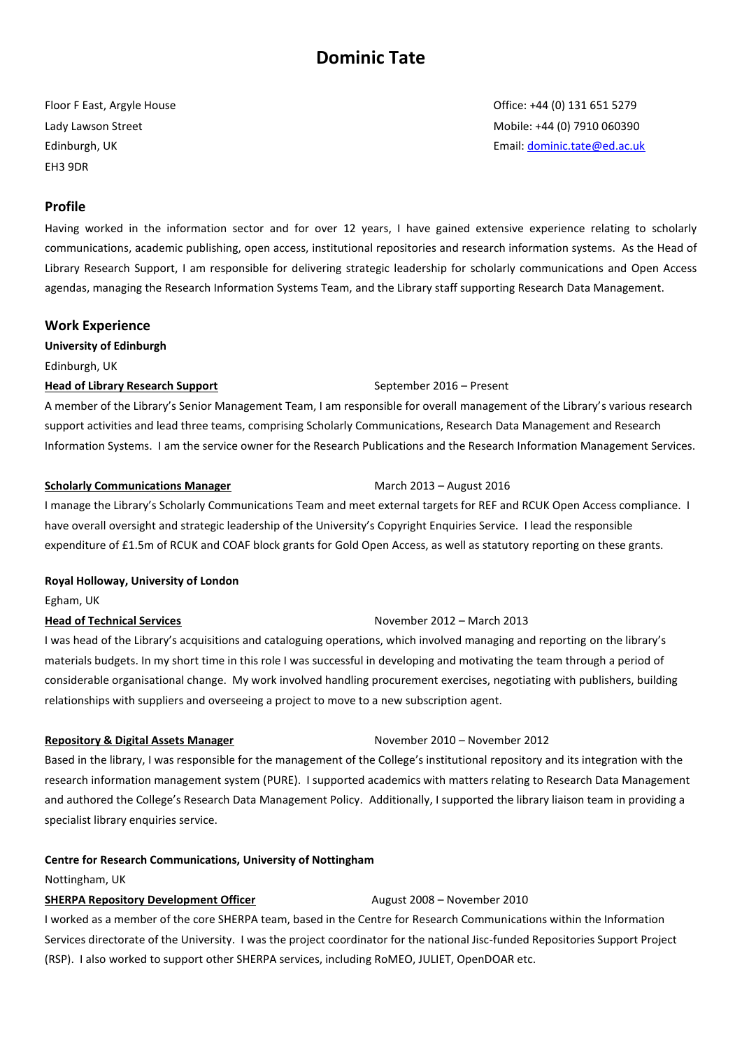# Dominic Tate

Floor F East, Argyle House
Lady Lawson Street
Edinburgh, UK
EH3 9DR

Office: +44 (0) 131 651 5279
Mobile: +44 (0) 7910 060390
Email: dominic.tate@ed.ac.uk

## Profile

Having worked in the information sector and for over 12 years, I have gained extensive experience relating to scholarly communications, academic publishing, open access, institutional repositories and research information systems. As the Head of Library Research Support, I am responsible for delivering strategic leadership for scholarly communications and Open Access agendas, managing the Research Information Systems Team, and the Library staff supporting Research Data Management.

## Work Experience

**University of Edinburgh**

Edinburgh, UK

**Head of Library Research Support** — September 2016 – Present

A member of the Library's Senior Management Team, I am responsible for overall management of the Library's various research support activities and lead three teams, comprising Scholarly Communications, Research Data Management and Research Information Systems. I am the service owner for the Research Publications and the Research Information Management Services.

**Scholarly Communications Manager** — March 2013 – August 2016

I manage the Library's Scholarly Communications Team and meet external targets for REF and RCUK Open Access compliance. I have overall oversight and strategic leadership of the University's Copyright Enquiries Service. I lead the responsible expenditure of £1.5m of RCUK and COAF block grants for Gold Open Access, as well as statutory reporting on these grants.

**Royal Holloway, University of London**

Egham, UK

**Head of Technical Services** — November 2012 – March 2013

I was head of the Library's acquisitions and cataloguing operations, which involved managing and reporting on the library's materials budgets. In my short time in this role I was successful in developing and motivating the team through a period of considerable organisational change. My work involved handling procurement exercises, negotiating with publishers, building relationships with suppliers and overseeing a project to move to a new subscription agent.

**Repository & Digital Assets Manager** — November 2010 – November 2012

Based in the library, I was responsible for the management of the College's institutional repository and its integration with the research information management system (PURE). I supported academics with matters relating to Research Data Management and authored the College's Research Data Management Policy. Additionally, I supported the library liaison team in providing a specialist library enquiries service.

**Centre for Research Communications, University of Nottingham**

Nottingham, UK

**SHERPA Repository Development Officer** — August 2008 – November 2010

I worked as a member of the core SHERPA team, based in the Centre for Research Communications within the Information Services directorate of the University. I was the project coordinator for the national Jisc-funded Repositories Support Project (RSP). I also worked to support other SHERPA services, including RoMEO, JULIET, OpenDOAR etc.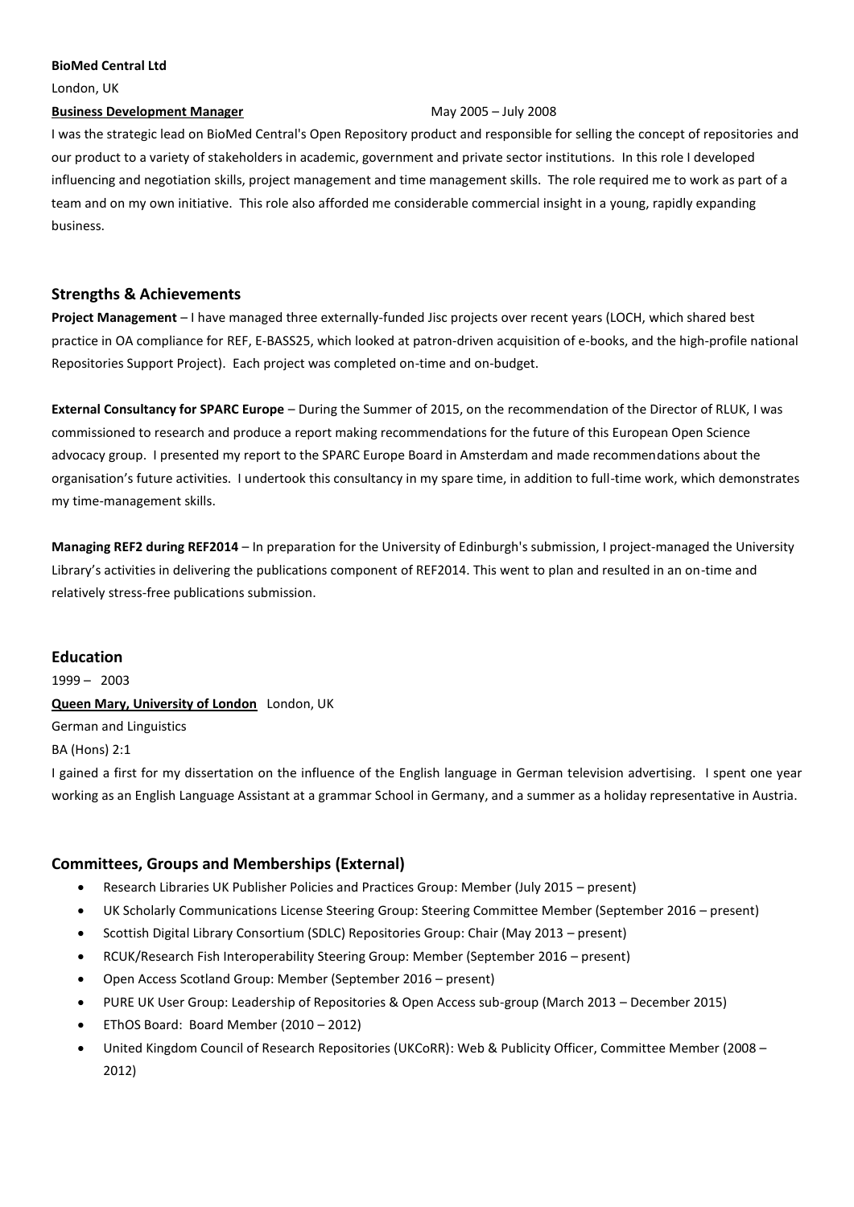**BioMed Central Ltd**

London, UK

**Business Development Manager** May 2005 – July 2008

I was the strategic lead on BioMed Central's Open Repository product and responsible for selling the concept of repositories and our product to a variety of stakeholders in academic, government and private sector institutions. In this role I developed influencing and negotiation skills, project management and time management skills. The role required me to work as part of a team and on my own initiative. This role also afforded me considerable commercial insight in a young, rapidly expanding business.

## Strengths & Achievements

**Project Management** – I have managed three externally-funded Jisc projects over recent years (LOCH, which shared best practice in OA compliance for REF, E-BASS25, which looked at patron-driven acquisition of e-books, and the high-profile national Repositories Support Project). Each project was completed on-time and on-budget.

**External Consultancy for SPARC Europe** – During the Summer of 2015, on the recommendation of the Director of RLUK, I was commissioned to research and produce a report making recommendations for the future of this European Open Science advocacy group. I presented my report to the SPARC Europe Board in Amsterdam and made recommendations about the organisation's future activities. I undertook this consultancy in my spare time, in addition to full-time work, which demonstrates my time-management skills.

**Managing REF2 during REF2014** – In preparation for the University of Edinburgh's submission, I project-managed the University Library's activities in delivering the publications component of REF2014. This went to plan and resulted in an on-time and relatively stress-free publications submission.

## Education

1999 – 2003

**Queen Mary, University of London** London, UK

German and Linguistics

BA (Hons) 2:1

I gained a first for my dissertation on the influence of the English language in German television advertising. I spent one year working as an English Language Assistant at a grammar School in Germany, and a summer as a holiday representative in Austria.

## Committees, Groups and Memberships (External)

- Research Libraries UK Publisher Policies and Practices Group: Member (July 2015 – present)
- UK Scholarly Communications License Steering Group: Steering Committee Member (September 2016 – present)
- Scottish Digital Library Consortium (SDLC) Repositories Group: Chair (May 2013 – present)
- RCUK/Research Fish Interoperability Steering Group: Member (September 2016 – present)
- Open Access Scotland Group: Member (September 2016 – present)
- PURE UK User Group: Leadership of Repositories & Open Access sub-group (March 2013 – December 2015)
- EThOS Board: Board Member (2010 – 2012)
- United Kingdom Council of Research Repositories (UKCoRR): Web & Publicity Officer, Committee Member (2008 – 2012)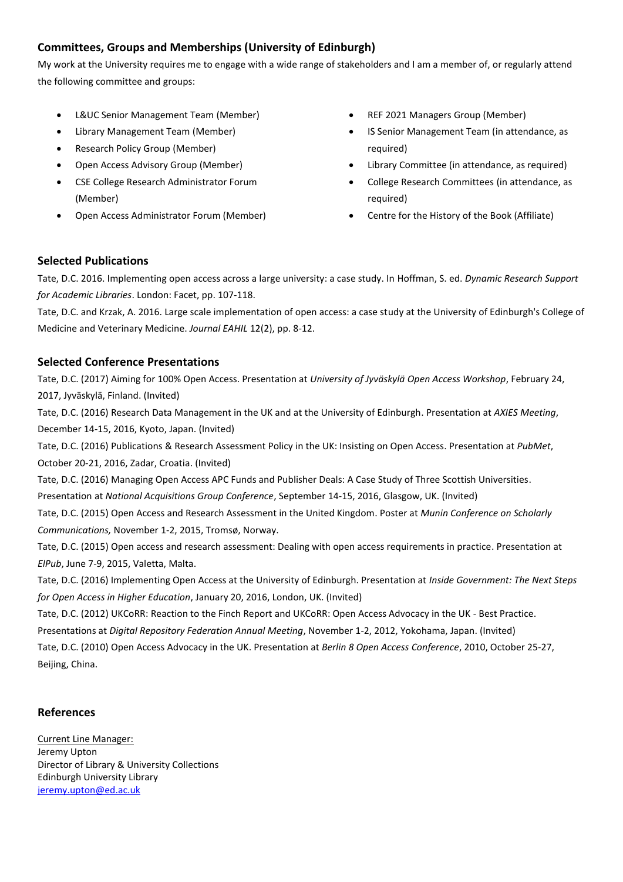## Committees, Groups and Memberships (University of Edinburgh)

My work at the University requires me to engage with a wide range of stakeholders and I am a member of, or regularly attend the following committee and groups:

- L&UC Senior Management Team (Member)
- Library Management Team (Member)
- Research Policy Group (Member)
- Open Access Advisory Group (Member)
- CSE College Research Administrator Forum (Member)
- Open Access Administrator Forum (Member)
- REF 2021 Managers Group (Member)
- IS Senior Management Team (in attendance, as required)
- Library Committee (in attendance, as required)
- College Research Committees (in attendance, as required)
- Centre for the History of the Book (Affiliate)

## Selected Publications

Tate, D.C. 2016. Implementing open access across a large university: a case study. In Hoffman, S. ed. *Dynamic Research Support for Academic Libraries*. London: Facet, pp. 107-118.

Tate, D.C. and Krzak, A. 2016. Large scale implementation of open access: a case study at the University of Edinburgh's College of Medicine and Veterinary Medicine. *Journal EAHIL* 12(2), pp. 8-12.

## Selected Conference Presentations

Tate, D.C. (2017) Aiming for 100% Open Access. Presentation at *University of Jyväskylä Open Access Workshop*, February 24, 2017, Jyväskylä, Finland. (Invited)

Tate, D.C. (2016) Research Data Management in the UK and at the University of Edinburgh. Presentation at *AXIES Meeting*, December 14-15, 2016, Kyoto, Japan. (Invited)

Tate, D.C. (2016) Publications & Research Assessment Policy in the UK: Insisting on Open Access. Presentation at *PubMet*, October 20-21, 2016, Zadar, Croatia. (Invited)

Tate, D.C. (2016) Managing Open Access APC Funds and Publisher Deals: A Case Study of Three Scottish Universities. Presentation at *National Acquisitions Group Conference*, September 14-15, 2016, Glasgow, UK. (Invited)

Tate, D.C. (2015) Open Access and Research Assessment in the United Kingdom. Poster at *Munin Conference on Scholarly Communications,* November 1-2, 2015, Tromsø, Norway.

Tate, D.C. (2015) Open access and research assessment: Dealing with open access requirements in practice. Presentation at *ElPub*, June 7-9, 2015, Valetta, Malta.

Tate, D.C. (2016) Implementing Open Access at the University of Edinburgh. Presentation at *Inside Government: The Next Steps for Open Access in Higher Education*, January 20, 2016, London, UK. (Invited)

Tate, D.C. (2012) UKCoRR: Reaction to the Finch Report and UKCoRR: Open Access Advocacy in the UK - Best Practice. Presentations at *Digital Repository Federation Annual Meeting*, November 1-2, 2012, Yokohama, Japan. (Invited)

Tate, D.C. (2010) Open Access Advocacy in the UK. Presentation at *Berlin 8 Open Access Conference*, 2010, October 25-27, Beijing, China.

## References

Current Line Manager:
Jeremy Upton
Director of Library & University Collections
Edinburgh University Library
jeremy.upton@ed.ac.uk